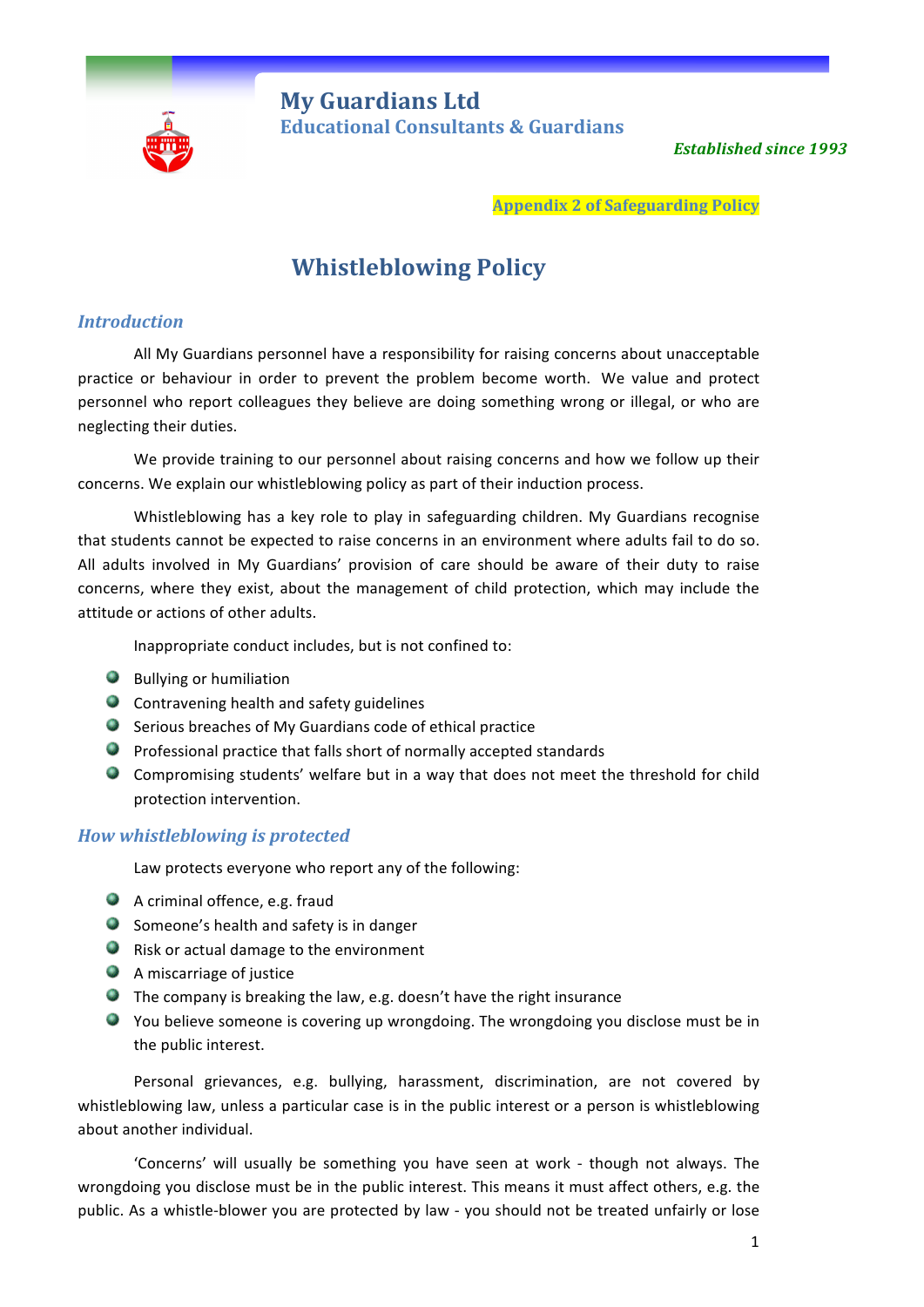# My Guardians Ltd

## Educational Consultants & Guardians

*Established since 1993*

**Appendix 2 of Safeguarding Policy**

# Whistleblowing Policy

## *Introduction*

All My Guardians personnel have a responsibility for raising concerns about unacceptable practice or behaviour in order to prevent the problem become worth. We value and protect personnel who report colleagues they believe are doing something wrong or illegal, or who are neglecting their duties.

We provide training to our personnel about raising concerns and how we follow up their concerns. We explain our whistleblowing policy as part of their induction process.

Whistleblowing has a key role to play in safeguarding children. My Guardians recognise that students cannot be expected to raise concerns in an environment where adults fail to do so. All adults involved in My Guardians' provision of care should be aware of their duty to raise concerns, where they exist, about the management of child protection, which may include the attitude or actions of other adults.

Inappropriate conduct includes, but is not confined to:

- Bullying or humiliation
- Contravening health and safety guidelines
- Serious breaches of My Guardians code of ethical practice
- Professional practice that falls short of normally accepted standards
- Compromising students' welfare but in a way that does not meet the threshold for child protection intervention.

## *How whistleblowing is protected*

Law protects everyone who report any of the following:

- A criminal offence, e.g. fraud
- Someone's health and safety is in danger
- Risk or actual damage to the environment
- A miscarriage of justice
- The company is breaking the law, e.g. doesn't have the right insurance
- You believe someone is covering up wrongdoing. The wrongdoing you disclose must be in the public interest.

Personal grievances, e.g. bullying, harassment, discrimination, are not covered by whistleblowing law, unless a particular case is in the public interest or a person is whistleblowing about another individual.

'Concerns' will usually be something you have seen at work - though not always. The wrongdoing you disclose must be in the public interest. This means it must affect others, e.g. the public. As a whistle-blower you are protected by law - you should not be treated unfairly or lose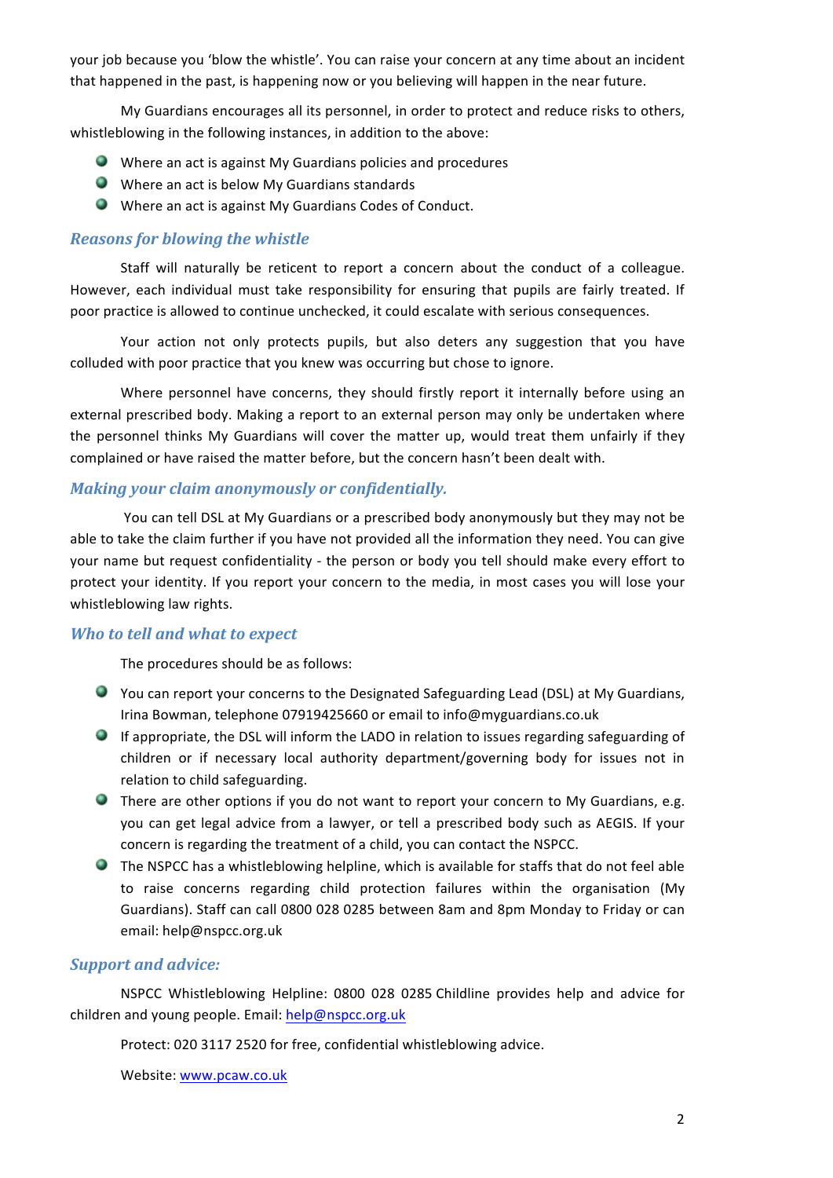your job because you 'blow the whistle'. You can raise your concern at any time about an incident that happened in the past, is happening now or you believing will happen in the near future.

My Guardians encourages all its personnel, in order to protect and reduce risks to others, whistleblowing in the following instances, in addition to the above:

- Where an act is against My Guardians policies and procedures
- Where an act is below My Guardians standards
- Where an act is against My Guardians Codes of Conduct.

### *Reasons for blowing the whistle*

Staff will naturally be reticent to report a concern about the conduct of a colleague. However, each individual must take responsibility for ensuring that pupils are fairly treated. If poor practice is allowed to continue unchecked, it could escalate with serious consequences.

Your action not only protects pupils, but also deters any suggestion that you have colluded with poor practice that you knew was occurring but chose to ignore.

Where personnel have concerns, they should firstly report it internally before using an external prescribed body. Making a report to an external person may only be undertaken where the personnel thinks My Guardians will cover the matter up, would treat them unfairly if they complained or have raised the matter before, but the concern hasn't been dealt with.

### *Making your claim anonymously or confidentially.*

You can tell DSL at My Guardians or a prescribed body anonymously but they may not be able to take the claim further if you have not provided all the information they need. You can give your name but request confidentiality - the person or body you tell should make every effort to protect your identity. If you report your concern to the media, in most cases you will lose your whistleblowing law rights.

### *Who to tell and what to expect*

The procedures should be as follows:

- You can report your concerns to the Designated Safeguarding Lead (DSL) at My Guardians, Irina Bowman, telephone 07919425660 or email to info@myguardians.co.uk
- If appropriate, the DSL will inform the LADO in relation to issues regarding safeguarding of children or if necessary local authority department/governing body for issues not in relation to child safeguarding.
- There are other options if you do not want to report your concern to My Guardians, e.g. you can get legal advice from a lawyer, or tell a prescribed body such as AEGIS. If your concern is regarding the treatment of a child, you can contact the NSPCC.
- The NSPCC has a whistleblowing helpline, which is available for staffs that do not feel able to raise concerns regarding child protection failures within the organisation (My Guardians). Staff can call 0800 028 0285 between 8am and 8pm Monday to Friday or can email: help@nspcc.org.uk

### *Support and advice:*

NSPCC Whistleblowing Helpline: 0800 028 0285 Childline provides help and advice for children and young people. Email: help@nspcc.org.uk

Protect: 020 3117 2520 for free, confidential whistleblowing advice.

Website: www.pcaw.co.uk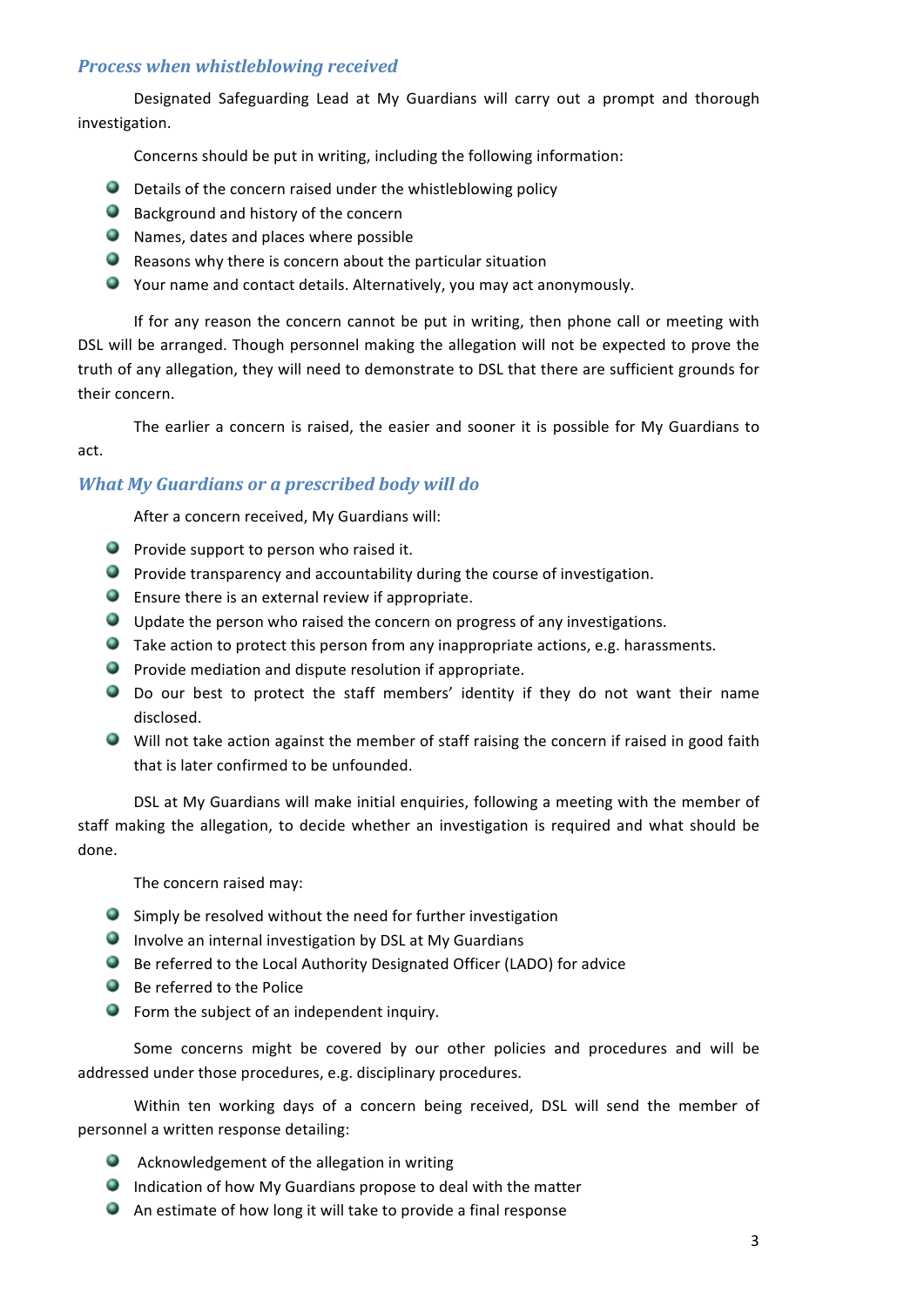### *Process when whistleblowing received*

Designated Safeguarding Lead at My Guardians will carry out a prompt and thorough investigation.

Concerns should be put in writing, including the following information:

- Details of the concern raised under the whistleblowing policy
- Background and history of the concern
- Names, dates and places where possible
- Reasons why there is concern about the particular situation
- Your name and contact details. Alternatively, you may act anonymously.

If for any reason the concern cannot be put in writing, then phone call or meeting with DSL will be arranged. Though personnel making the allegation will not be expected to prove the truth of any allegation, they will need to demonstrate to DSL that there are sufficient grounds for their concern.

The earlier a concern is raised, the easier and sooner it is possible for My Guardians to act.

### *What My Guardians or a prescribed body will do*

After a concern received, My Guardians will:

- Provide support to person who raised it.
- Provide transparency and accountability during the course of investigation.
- Ensure there is an external review if appropriate.
- Update the person who raised the concern on progress of any investigations.
- Take action to protect this person from any inappropriate actions, e.g. harassments.
- Provide mediation and dispute resolution if appropriate.
- Do our best to protect the staff members' identity if they do not want their name disclosed.
- Will not take action against the member of staff raising the concern if raised in good faith that is later confirmed to be unfounded.

DSL at My Guardians will make initial enquiries, following a meeting with the member of staff making the allegation, to decide whether an investigation is required and what should be done.

The concern raised may:

- Simply be resolved without the need for further investigation
- Involve an internal investigation by DSL at My Guardians
- Be referred to the Local Authority Designated Officer (LADO) for advice
- Be referred to the Police
- Form the subject of an independent inquiry.

Some concerns might be covered by our other policies and procedures and will be addressed under those procedures, e.g. disciplinary procedures.

Within ten working days of a concern being received, DSL will send the member of personnel a written response detailing:

- Acknowledgement of the allegation in writing
- Indication of how My Guardians propose to deal with the matter
- An estimate of how long it will take to provide a final response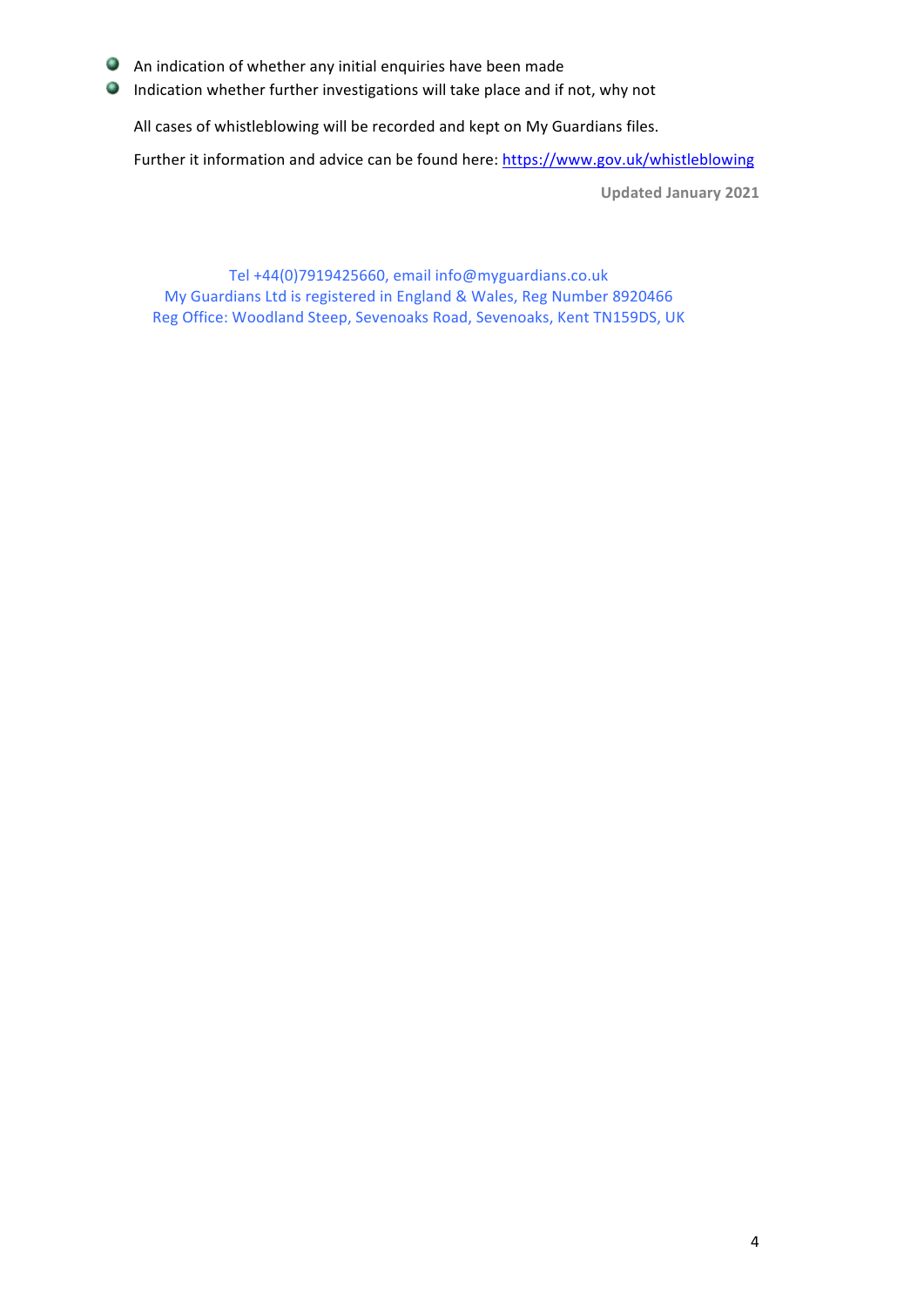- An indication of whether any initial enquiries have been made
- Indication whether further investigations will take place and if not, why not

All cases of whistleblowing will be recorded and kept on My Guardians files.

Further it information and advice can be found here: https://www.gov.uk/whistleblowing

**Updated January 2021**

Tel +44(0)7919425660, email info@myguardians.co.uk
My Guardians Ltd is registered in England & Wales, Reg Number 8920466
Reg Office: Woodland Steep, Sevenoaks Road, Sevenoaks, Kent TN159DS, UK